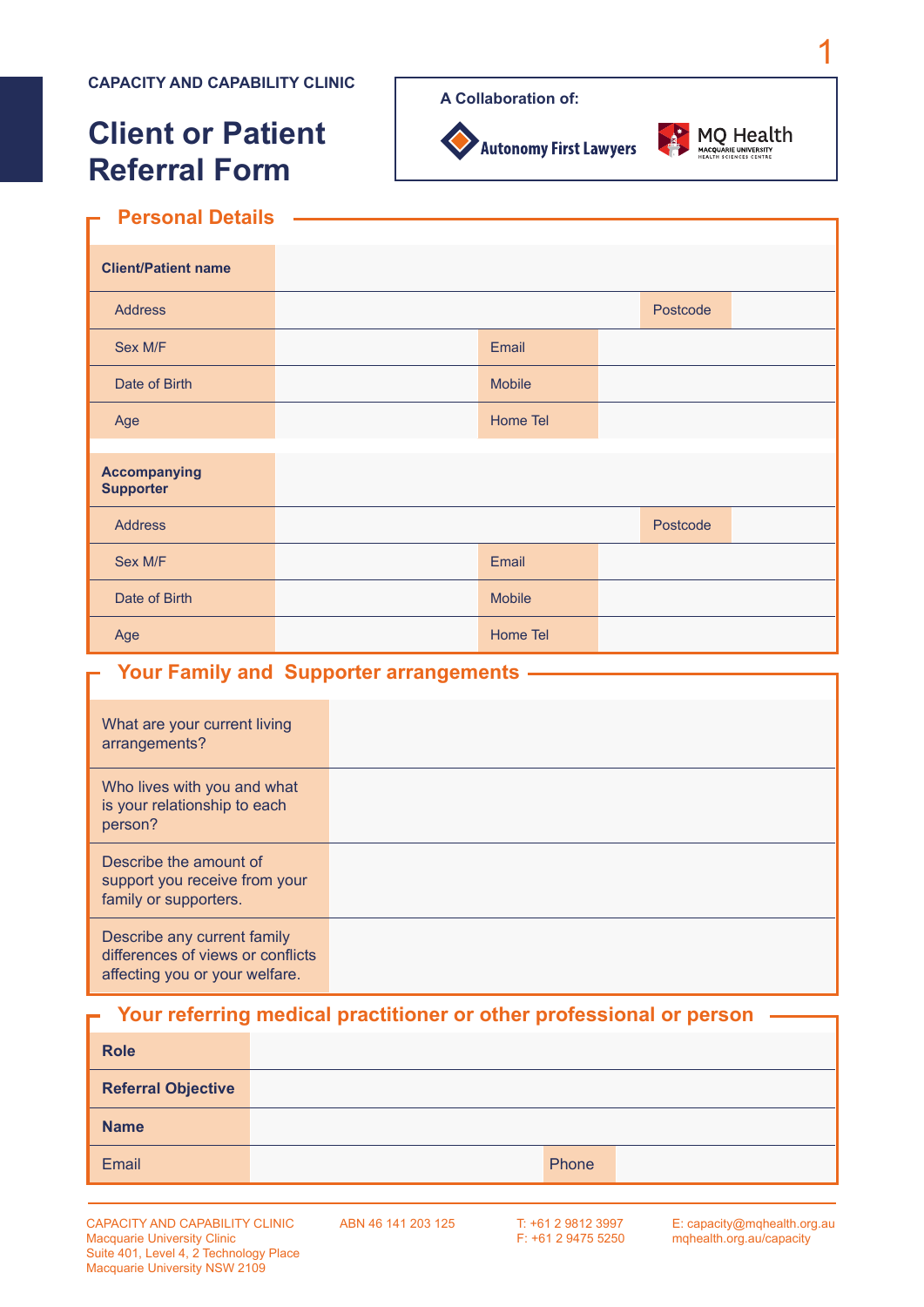CAPACITY AND CAPABILITY CLINIC

# Client or Patient Referral Form

A Collaboration of: Autonomy First Lawyers | MQ Health Macquarie University Health Sciences Centre

## Personal Details

| **Client/Patient name** | | | |
|---|---|---|---|
| Address | | Postcode | |
| Sex M/F | | Email | |
| Date of Birth | | Mobile | |
| Age | | Home Tel | |

| **Accompanying Supporter** | | | |
|---|---|---|---|
| Address | | Postcode | |
| Sex M/F | | Email | |
| Date of Birth | | Mobile | |
| Age | | Home Tel | |

## Your Family and Supporter arrangements

| | |
|---|---|
| What are your current living arrangements? | |
| Who lives with you and what is your relationship to each person? | |
| Describe the amount of support you receive from your family or supporters. | |
| Describe any current family differences of views or conflicts affecting you or your welfare. | |

## Your referring medical practitioner or other professional or person

| **Role** | | | |
|---|---|---|---|
| **Referral Objective** | | | |
| **Name** | | | |
| Email | | Phone | |

CAPACITY AND CAPABILITY CLINIC
Macquarie University Clinic
Suite 401, Level 4, 2 Technology Place
Macquarie University NSW 2109

ABN 46 141 203 125

T: +61 2 9812 3997
F: +61 2 9475 5250

E: capacity@mqhealth.org.au
mqhealth.org.au/capacity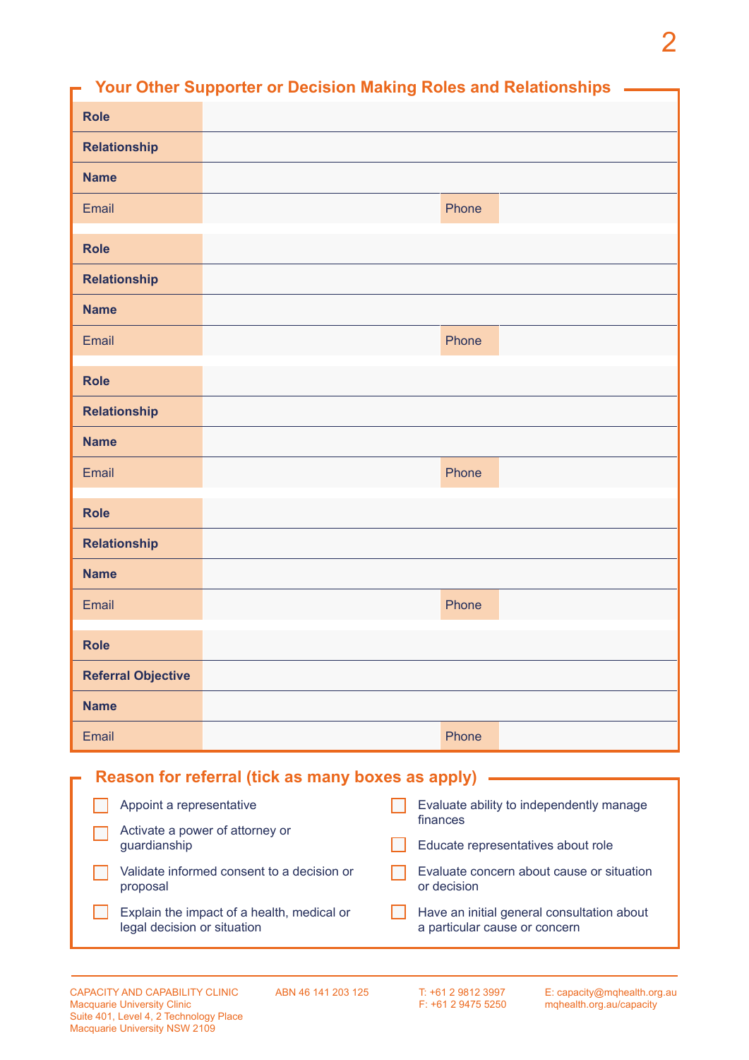## Your Other Supporter or Decision Making Roles and Relationships

| | | | |
|---|---|---|---|
| **Role** | | | |
| **Relationship** | | | |
| **Name** | | | |
| Email | | Phone | |

| | | | |
|---|---|---|---|
| **Role** | | | |
| **Relationship** | | | |
| **Name** | | | |
| Email | | Phone | |

| | | | |
|---|---|---|---|
| **Role** | | | |
| **Relationship** | | | |
| **Name** | | | |
| Email | | Phone | |

| | | | |
|---|---|---|---|
| **Role** | | | |
| **Relationship** | | | |
| **Name** | | | |
| Email | | Phone | |

| | | | |
|---|---|---|---|
| **Role** | | | |
| **Referral Objective** | | | |
| **Name** | | | |
| Email | | Phone | |

## Reason for referral (tick as many boxes as apply)

- ☐ Appoint a representative
- ☐ Activate a power of attorney or guardianship
- ☐ Validate informed consent to a decision or proposal
- ☐ Explain the impact of a health, medical or legal decision or situation
- ☐ Evaluate ability to independently manage finances
- ☐ Educate representatives about role
- ☐ Evaluate concern about cause or situation or decision
- ☐ Have an initial general consultation about a particular cause or concern

CAPACITY AND CAPABILITY CLINIC
Macquarie University Clinic
Suite 401, Level 4, 2 Technology Place
Macquarie University NSW 2109

ABN 46 141 203 125

T: +61 2 9812 3997
F: +61 2 9475 5250

E: capacity@mqhealth.org.au
mqhealth.org.au/capacity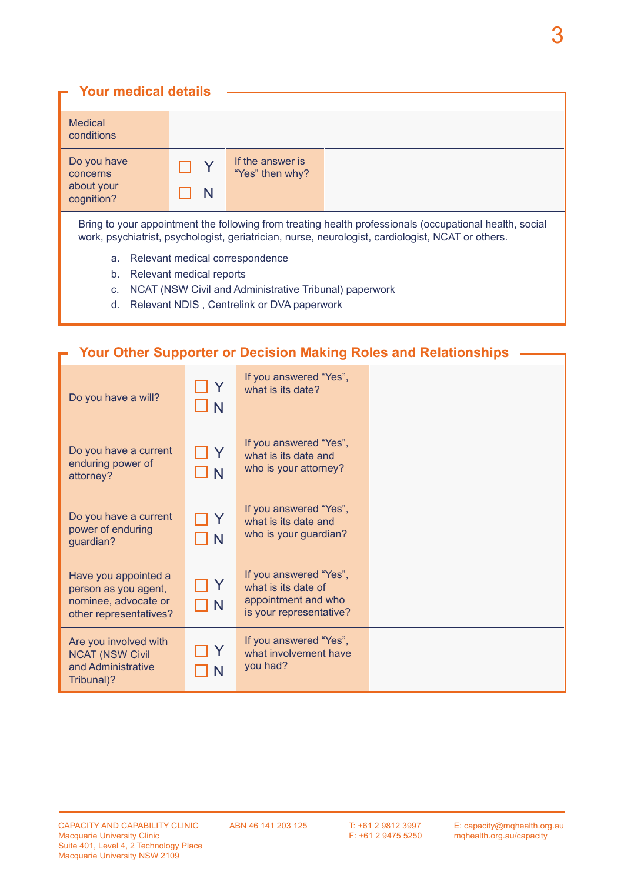## Your medical details

| Medical conditions | | | |
|---|---|---|---|
| Do you have concerns about your cognition? | ☐ Y ☐ N | If the answer is "Yes" then why? | |

Bring to your appointment the following from treating health professionals (occupational health, social work, psychiatrist, psychologist, geriatrician, nurse, neurologist, cardiologist, NCAT or others.

a. Relevant medical correspondence
b. Relevant medical reports
c. NCAT (NSW Civil and Administrative Tribunal) paperwork
d. Relevant NDIS , Centrelink or DVA paperwork

## Your Other Supporter or Decision Making Roles and Relationships

| Question | | If yes | |
|---|---|---|---|
| Do you have a will? | ☐ Y ☐ N | If you answered "Yes", what is its date? | |
| Do you have a current enduring power of attorney? | ☐ Y ☐ N | If you answered "Yes", what is its date and who is your attorney? | |
| Do you have a current power of enduring guardian? | ☐ Y ☐ N | If you answered "Yes", what is its date and who is your guardian? | |
| Have you appointed a person as you agent, nominee, advocate or other representatives? | ☐ Y ☐ N | If you answered "Yes", what is its date of appointment and who is your representative? | |
| Are you involved with NCAT (NSW Civil and Administrative Tribunal)? | ☐ Y ☐ N | If you answered "Yes", what involvement have you had? | |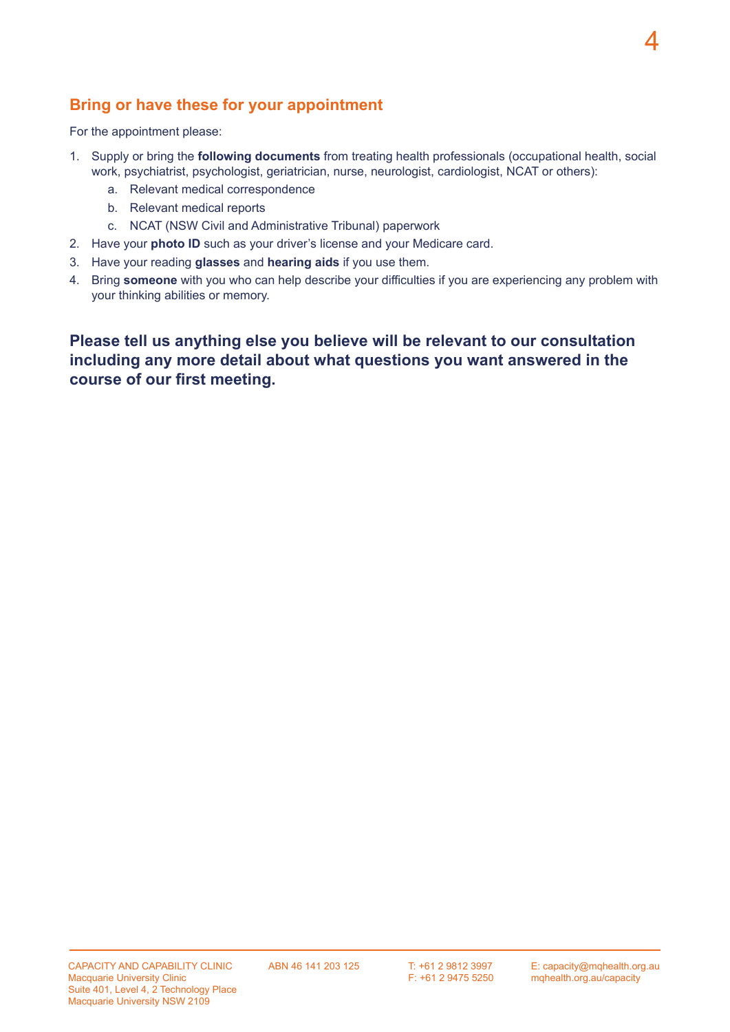## Bring or have these for your appointment

For the appointment please:

1. Supply or bring the **following documents** from treating health professionals (occupational health, social work, psychiatrist, psychologist, geriatrician, nurse, neurologist, cardiologist, NCAT or others):
   a. Relevant medical correspondence
   b. Relevant medical reports
   c. NCAT (NSW Civil and Administrative Tribunal) paperwork
2. Have your **photo ID** such as your driver's license and your Medicare card.
3. Have your reading **glasses** and **hearing aids** if you use them.
4. Bring **someone** with you who can help describe your difficulties if you are experiencing any problem with your thinking abilities or memory.

**Please tell us anything else you believe will be relevant to our consultation including any more detail about what questions you want answered in the course of our first meeting.**

CAPACITY AND CAPABILITY CLINIC
Macquarie University Clinic
Suite 401, Level 4, 2 Technology Place
Macquarie University NSW 2109

ABN 46 141 203 125

T: +61 2 9812 3997
F: +61 2 9475 5250

E: capacity@mqhealth.org.au
mqhealth.org.au/capacity